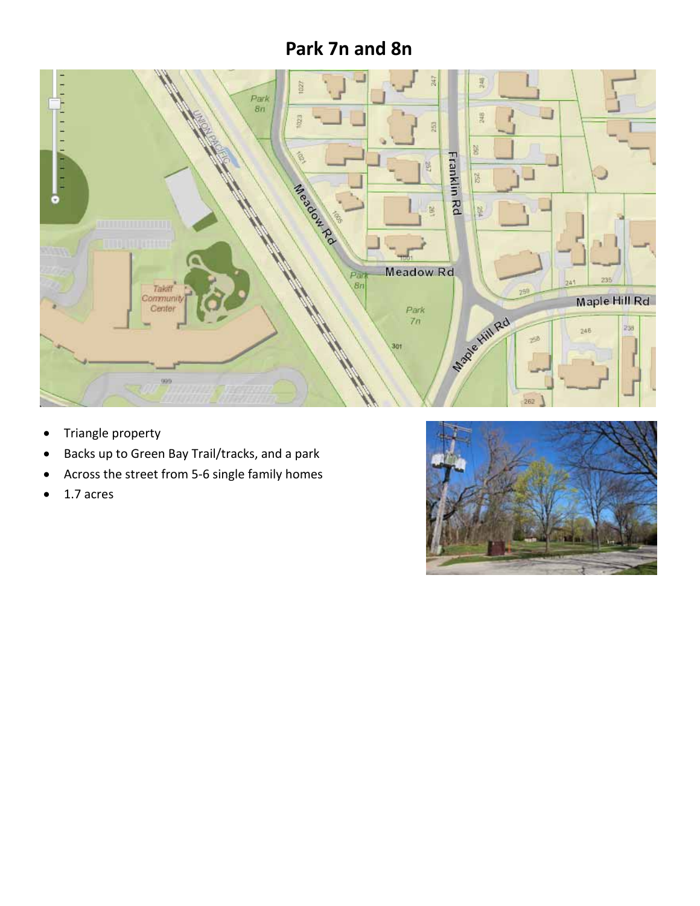# Park 7n and 8n

- Triangle property
- Backs up to Green Bay Trail/tracks, and a park
- Across the street from 5-6 single family homes
- 1.7 acres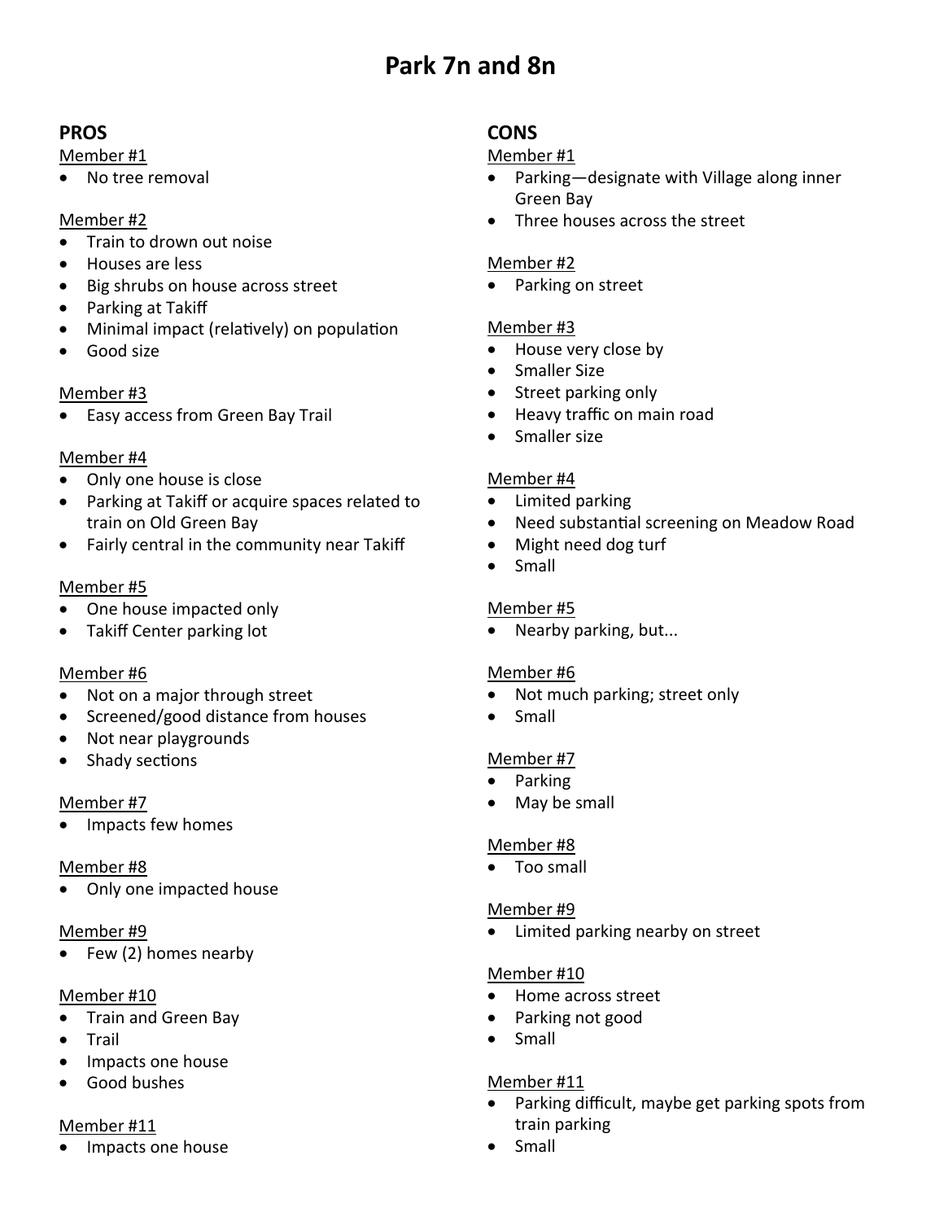# Park 7n and 8n

## PROS

Member #1

- No tree removal

Member #2

- Train to drown out noise
- Houses are less
- Big shrubs on house across street
- Parking at Takiff
- Minimal impact (relatively) on population
- Good size

Member #3

- Easy access from Green Bay Trail

Member #4

- Only one house is close
- Parking at Takiff or acquire spaces related to train on Old Green Bay
- Fairly central in the community near Takiff

Member #5

- One house impacted only
- Takiff Center parking lot

Member #6

- Not on a major through street
- Screened/good distance from houses
- Not near playgrounds
- Shady sections

Member #7

- Impacts few homes

Member #8

- Only one impacted house

Member #9

- Few (2) homes nearby

Member #10

- Train and Green Bay
- Trail
- Impacts one house
- Good bushes

Member #11

- Impacts one house

## CONS

Member #1

- Parking—designate with Village along inner Green Bay
- Three houses across the street

Member #2

- Parking on street

Member #3

- House very close by
- Smaller Size
- Street parking only
- Heavy traffic on main road
- Smaller size

Member #4

- Limited parking
- Need substantial screening on Meadow Road
- Might need dog turf
- Small

Member #5

- Nearby parking, but...

Member #6

- Not much parking; street only
- Small

Member #7

- Parking
- May be small

Member #8

- Too small

Member #9

- Limited parking nearby on street

Member #10

- Home across street
- Parking not good
- Small

Member #11

- Parking difficult, maybe get parking spots from train parking
- Small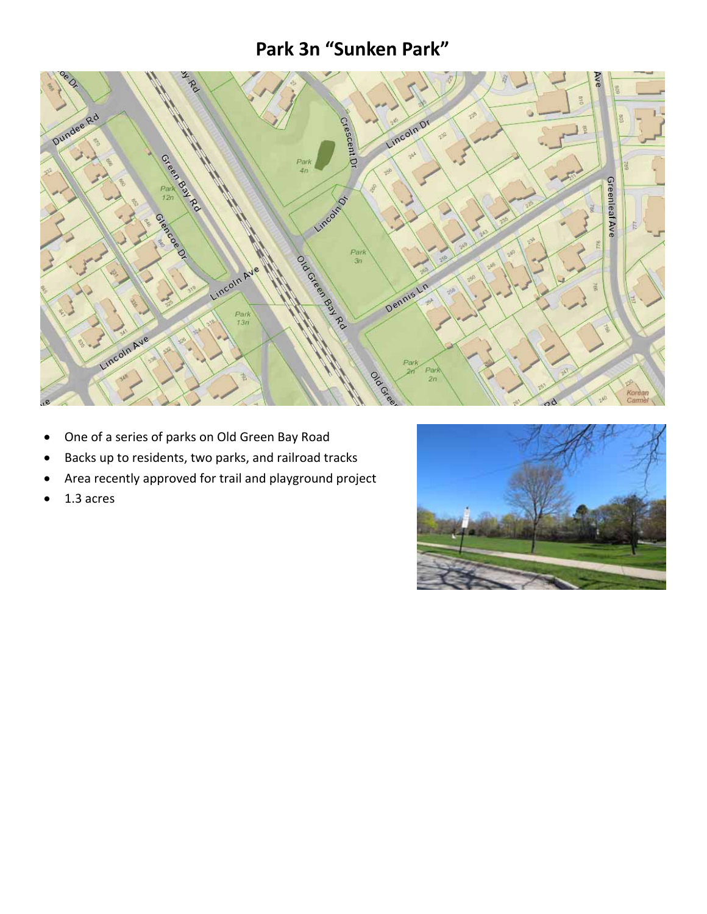# Park 3n "Sunken Park"

- One of a series of parks on Old Green Bay Road
- Backs up to residents, two parks, and railroad tracks
- Area recently approved for trail and playground project
- 1.3 acres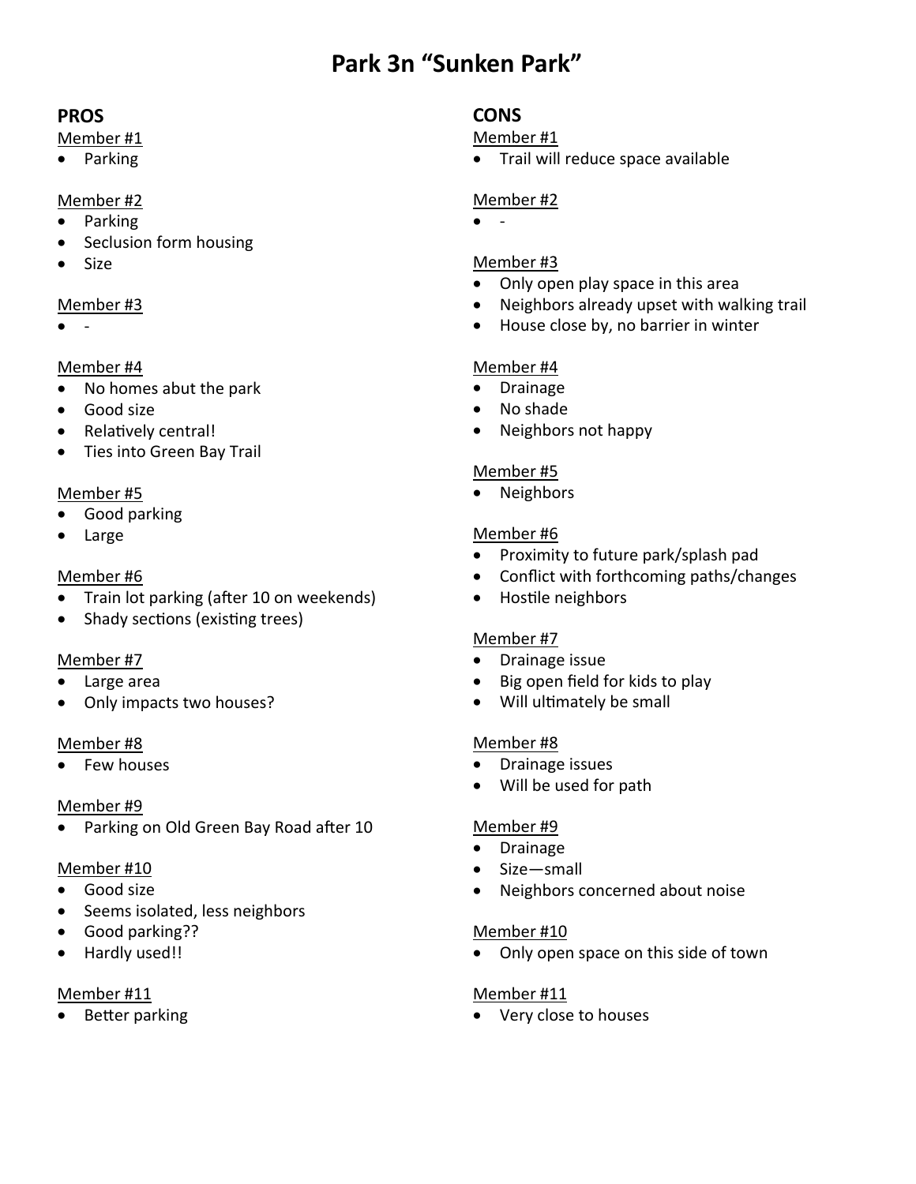# Park 3n "Sunken Park"

## PROS

Member #1

- Parking

Member #2

- Parking
- Seclusion form housing
- Size

Member #3

- -

Member #4

- No homes abut the park
- Good size
- Relatively central!
- Ties into Green Bay Trail

Member #5

- Good parking
- Large

Member #6

- Train lot parking (after 10 on weekends)
- Shady sections (existing trees)

Member #7

- Large area
- Only impacts two houses?

Member #8

- Few houses

Member #9

- Parking on Old Green Bay Road after 10

Member #10

- Good size
- Seems isolated, less neighbors
- Good parking??
- Hardly used!!

Member #11

- Better parking

## CONS

Member #1

- Trail will reduce space available

Member #2

- -

Member #3

- Only open play space in this area
- Neighbors already upset with walking trail
- House close by, no barrier in winter

Member #4

- Drainage
- No shade
- Neighbors not happy

Member #5

- Neighbors

Member #6

- Proximity to future park/splash pad
- Conflict with forthcoming paths/changes
- Hostile neighbors

Member #7

- Drainage issue
- Big open field for kids to play
- Will ultimately be small

Member #8

- Drainage issues
- Will be used for path

Member #9

- Drainage
- Size—small
- Neighbors concerned about noise

Member #10

- Only open space on this side of town

Member #11

- Very close to houses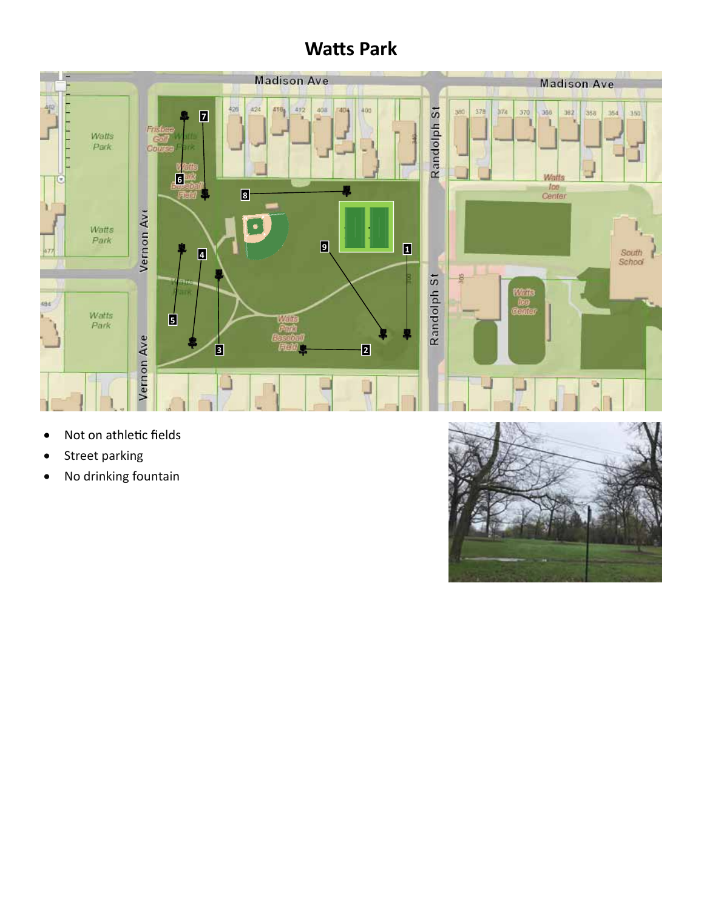# Watts Park

- Not on athletic fields
- Street parking
- No drinking fountain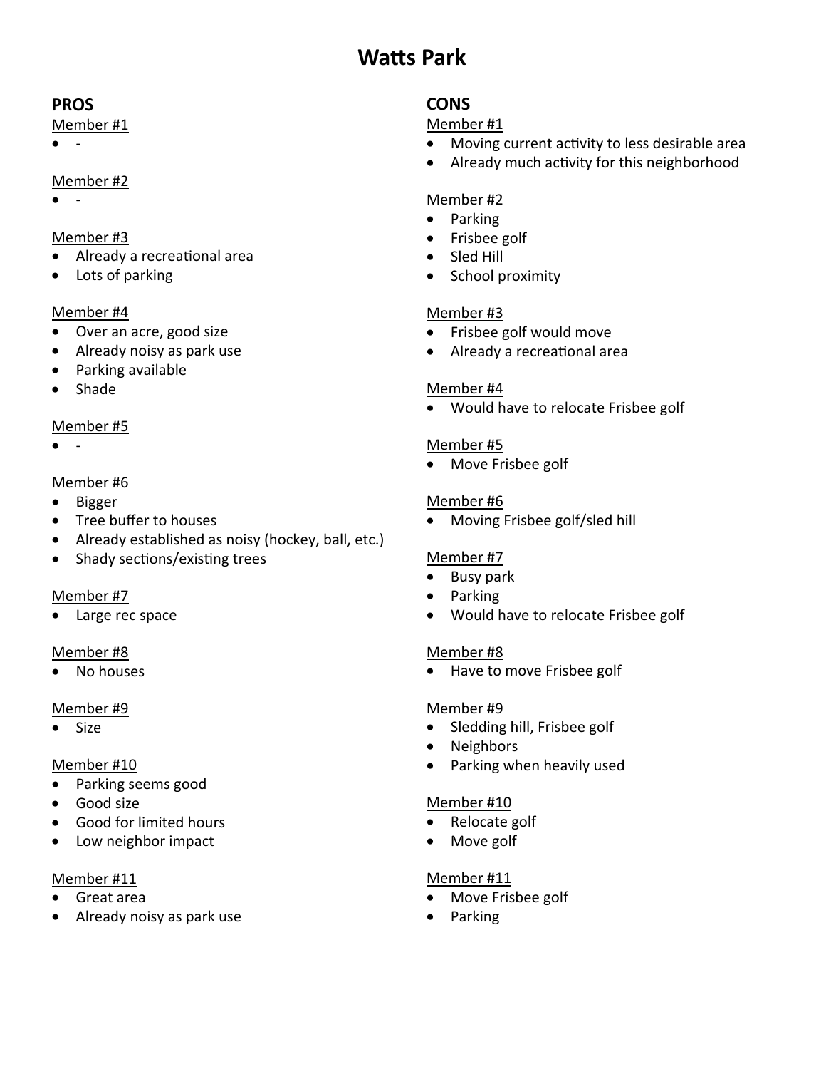# Watts Park

## PROS

Member #1

- -

Member #2

- -

Member #3

- Already a recreational area
- Lots of parking

Member #4

- Over an acre, good size
- Already noisy as park use
- Parking available
- Shade

Member #5

- -

Member #6

- Bigger
- Tree buffer to houses
- Already established as noisy (hockey, ball, etc.)
- Shady sections/existing trees

Member #7

- Large rec space

Member #8

- No houses

Member #9

- Size

Member #10

- Parking seems good
- Good size
- Good for limited hours
- Low neighbor impact

Member #11

- Great area
- Already noisy as park use

## CONS

Member #1

- Moving current activity to less desirable area
- Already much activity for this neighborhood

Member #2

- Parking
- Frisbee golf
- Sled Hill
- School proximity

Member #3

- Frisbee golf would move
- Already a recreational area

Member #4

- Would have to relocate Frisbee golf

Member #5

- Move Frisbee golf

Member #6

- Moving Frisbee golf/sled hill

Member #7

- Busy park
- Parking
- Would have to relocate Frisbee golf

Member #8

- Have to move Frisbee golf

Member #9

- Sledding hill, Frisbee golf
- Neighbors
- Parking when heavily used

Member #10

- Relocate golf
- Move golf

Member #11

- Move Frisbee golf
- Parking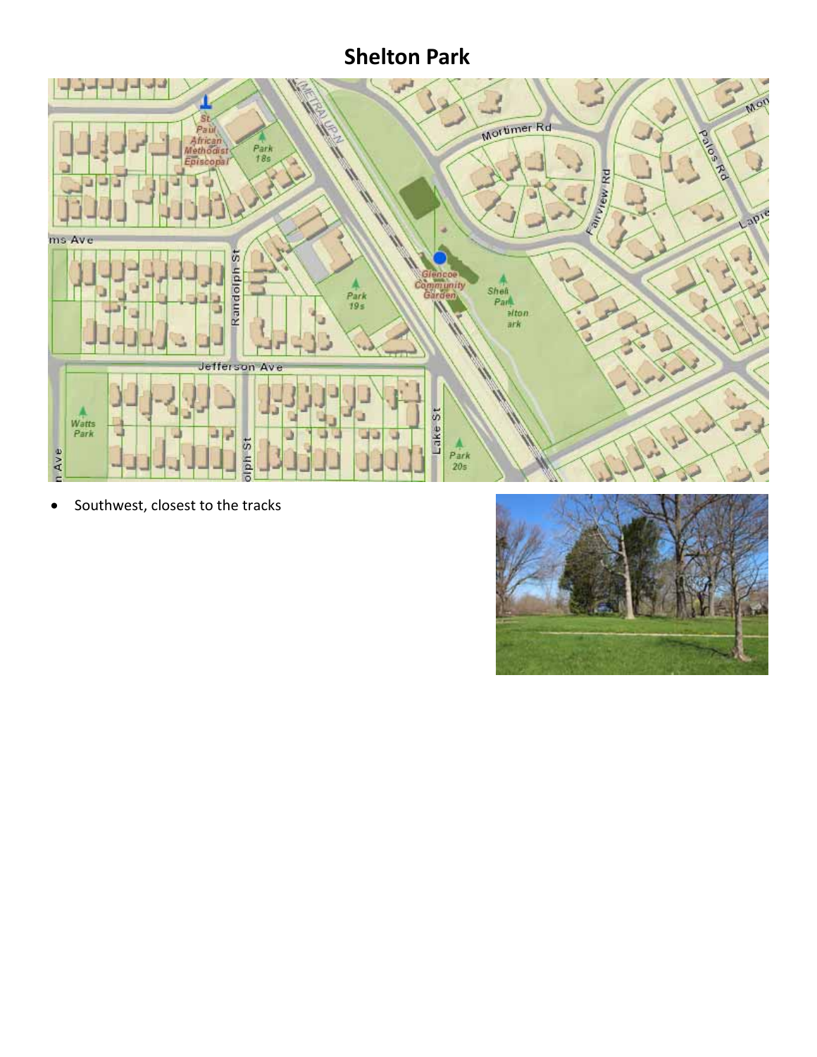# Shelton Park

- Southwest, closest to the tracks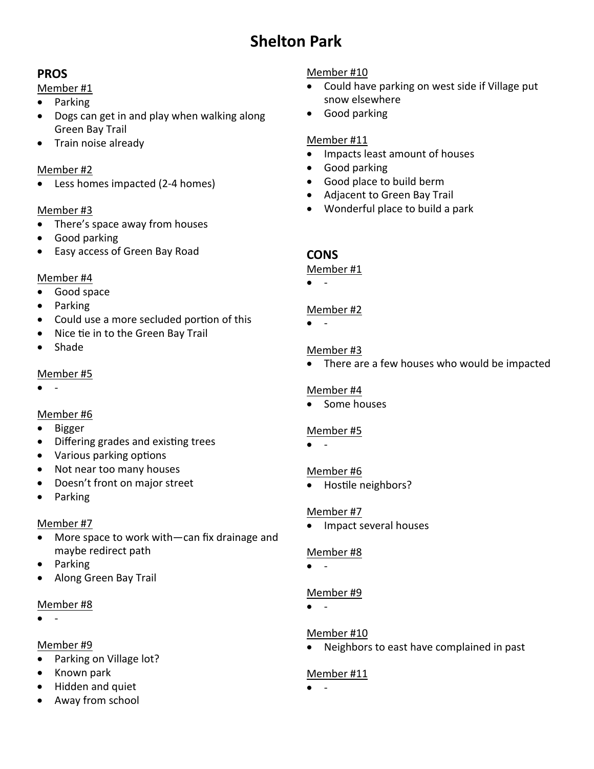# Shelton Park

## PROS

Member #1

- Parking
- Dogs can get in and play when walking along Green Bay Trail
- Train noise already

Member #2

- Less homes impacted (2-4 homes)

Member #3

- There's space away from houses
- Good parking
- Easy access of Green Bay Road

Member #4

- Good space
- Parking
- Could use a more secluded portion of this
- Nice tie in to the Green Bay Trail
- Shade

Member #5

- -

Member #6

- Bigger
- Differing grades and existing trees
- Various parking options
- Not near too many houses
- Doesn't front on major street
- Parking

Member #7

- More space to work with—can fix drainage and maybe redirect path
- Parking
- Along Green Bay Trail

Member #8

- -

Member #9

- Parking on Village lot?
- Known park
- Hidden and quiet
- Away from school

Member #10

- Could have parking on west side if Village put snow elsewhere
- Good parking

Member #11

- Impacts least amount of houses
- Good parking
- Good place to build berm
- Adjacent to Green Bay Trail
- Wonderful place to build a park

## CONS

Member #1

- -

Member #2

- -

Member #3

- There are a few houses who would be impacted

Member #4

- Some houses

Member #5

- -

Member #6

- Hostile neighbors?

Member #7

- Impact several houses

Member #8

- -

Member #9

- -

Member #10

- Neighbors to east have complained in past

Member #11

- -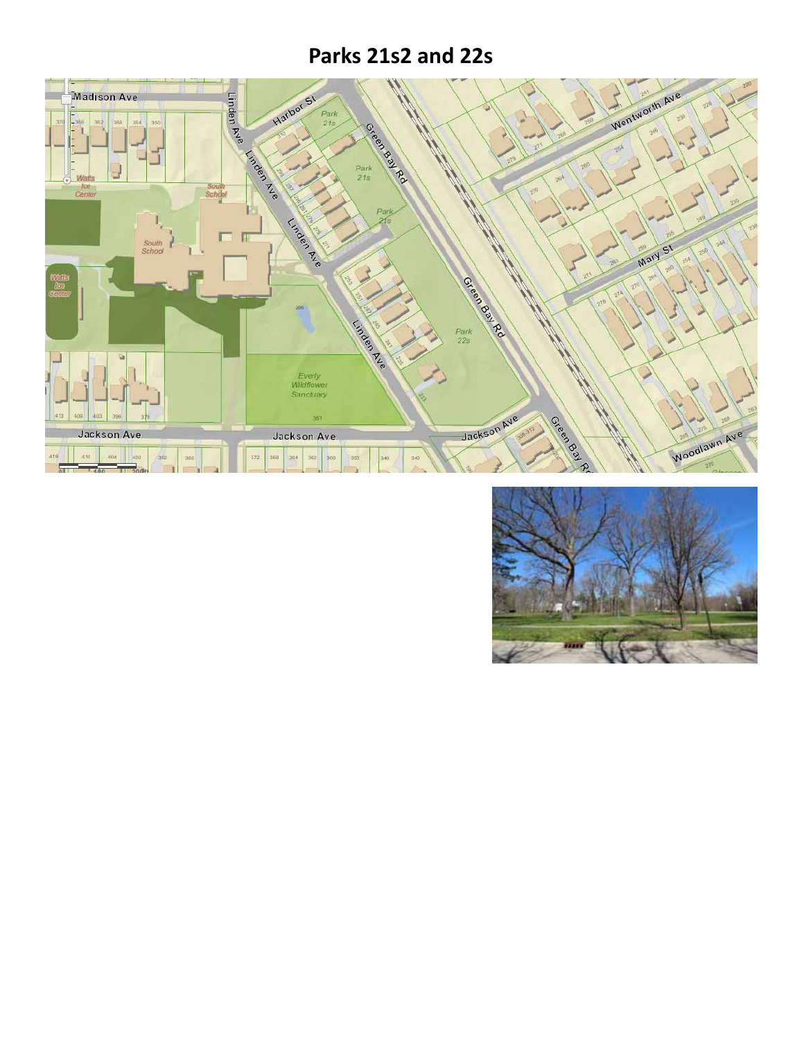# Parks 21s2 and 22s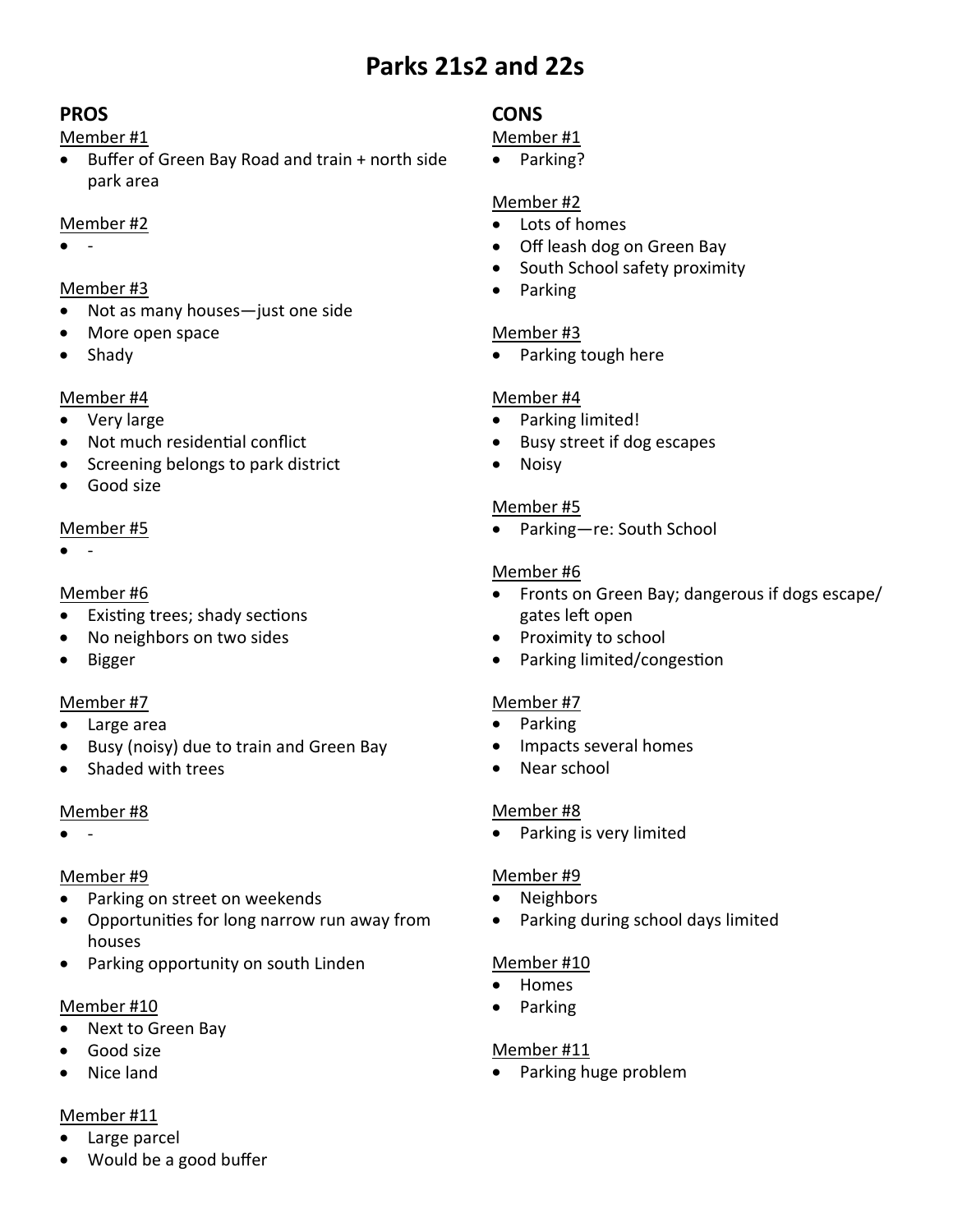# Parks 21s2 and 22s

## PROS

Member #1

- Buffer of Green Bay Road and train + north side park area

Member #2

- -

Member #3

- Not as many houses—just one side
- More open space
- Shady

Member #4

- Very large
- Not much residential conflict
- Screening belongs to park district
- Good size

Member #5

- -

Member #6

- Existing trees; shady sections
- No neighbors on two sides
- Bigger

Member #7

- Large area
- Busy (noisy) due to train and Green Bay
- Shaded with trees

Member #8

- -

Member #9

- Parking on street on weekends
- Opportunities for long narrow run away from houses
- Parking opportunity on south Linden

Member #10

- Next to Green Bay
- Good size
- Nice land

Member #11

- Large parcel
- Would be a good buffer

## CONS

Member #1

- Parking?

Member #2

- Lots of homes
- Off leash dog on Green Bay
- South School safety proximity
- Parking

Member #3

- Parking tough here

Member #4

- Parking limited!
- Busy street if dog escapes
- Noisy

Member #5

- Parking—re: South School

Member #6

- Fronts on Green Bay; dangerous if dogs escape/ gates left open
- Proximity to school
- Parking limited/congestion

Member #7

- Parking
- Impacts several homes
- Near school

Member #8

- Parking is very limited

Member #9

- Neighbors
- Parking during school days limited

Member #10

- Homes
- Parking

Member #11

- Parking huge problem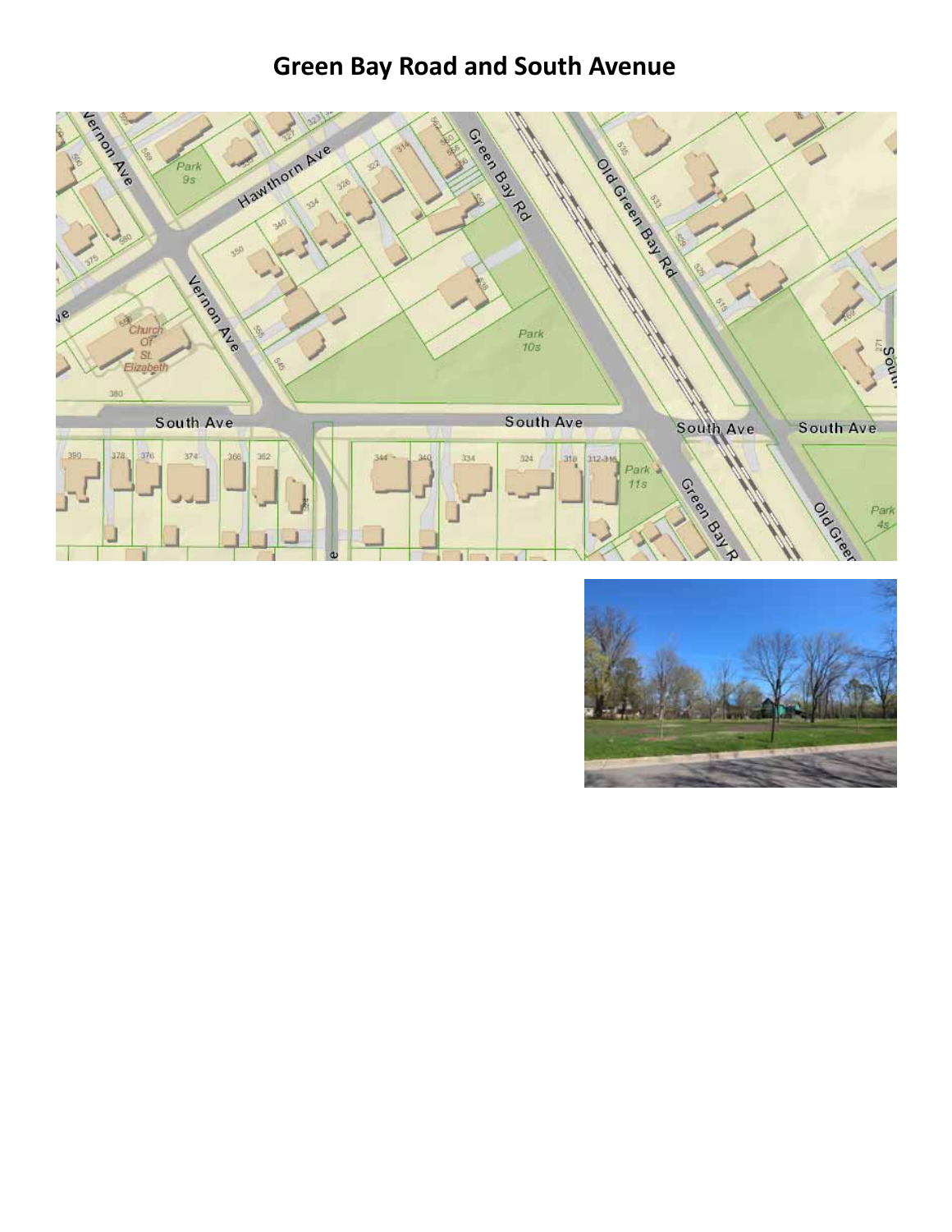# Green Bay Road and South Avenue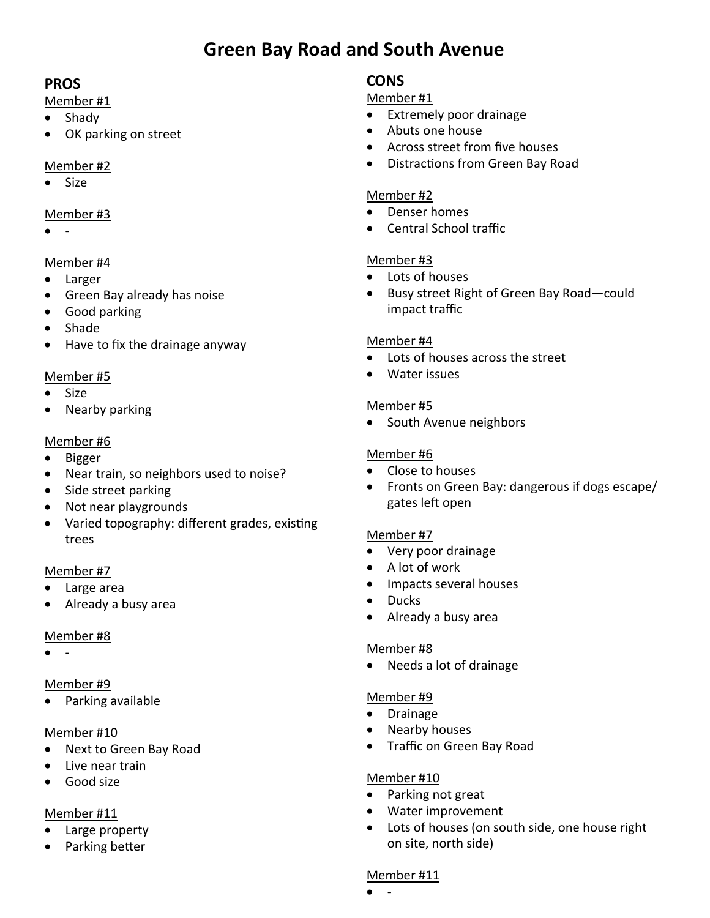# Green Bay Road and South Avenue

## PROS

Member #1

- Shady
- OK parking on street

Member #2

- Size

Member #3

- -

Member #4

- Larger
- Green Bay already has noise
- Good parking
- Shade
- Have to fix the drainage anyway

Member #5

- Size
- Nearby parking

Member #6

- Bigger
- Near train, so neighbors used to noise?
- Side street parking
- Not near playgrounds
- Varied topography: different grades, existing trees

Member #7

- Large area
- Already a busy area

Member #8

- -

Member #9

- Parking available

Member #10

- Next to Green Bay Road
- Live near train
- Good size

Member #11

- Large property
- Parking better

## CONS

Member #1

- Extremely poor drainage
- Abuts one house
- Across street from five houses
- Distractions from Green Bay Road

Member #2

- Denser homes
- Central School traffic

Member #3

- Lots of houses
- Busy street Right of Green Bay Road—could impact traffic

Member #4

- Lots of houses across the street
- Water issues

Member #5

- South Avenue neighbors

Member #6

- Close to houses
- Fronts on Green Bay: dangerous if dogs escape/ gates left open

Member #7

- Very poor drainage
- A lot of work
- Impacts several houses
- Ducks
- Already a busy area

Member #8

- Needs a lot of drainage

Member #9

- Drainage
- Nearby houses
- Traffic on Green Bay Road

Member #10

- Parking not great
- Water improvement
- Lots of houses (on south side, one house right on site, north side)

Member #11

- -